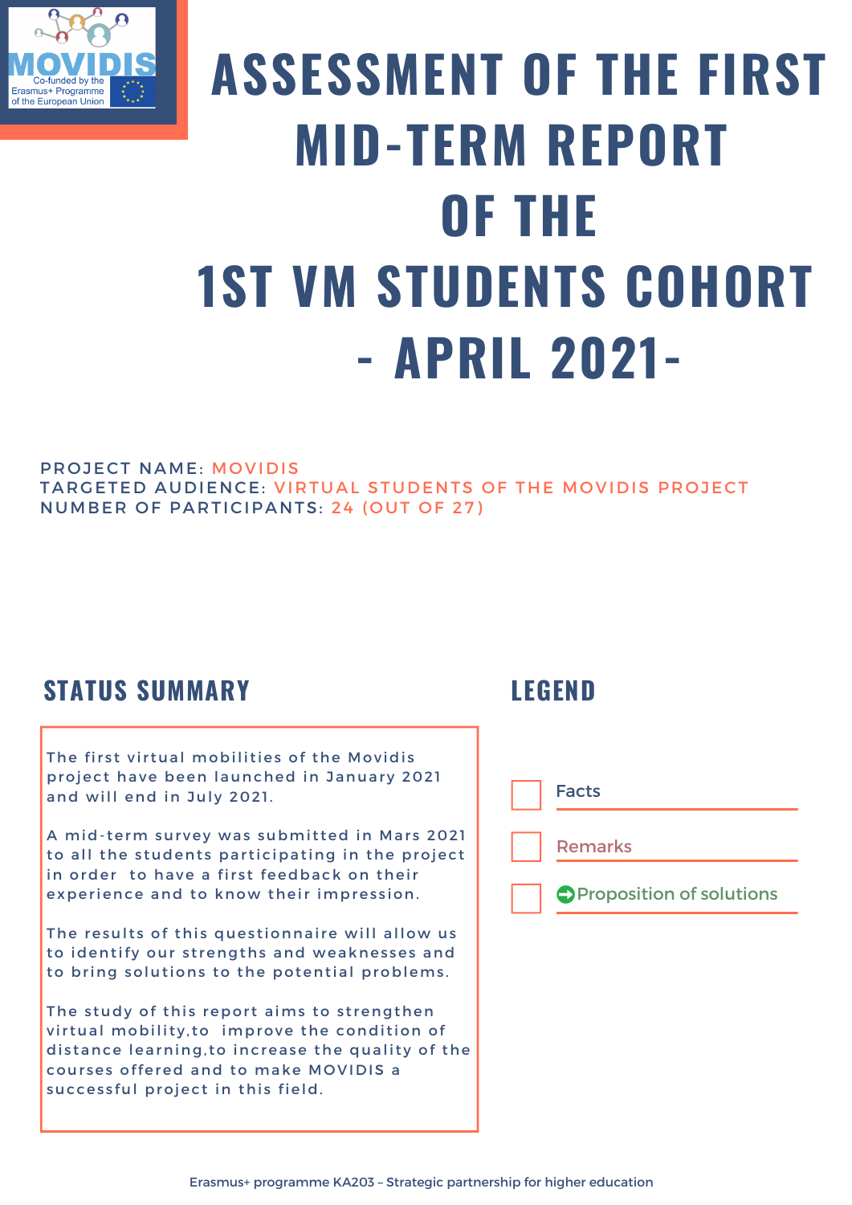MOVIDIS

Co-funded by the Erasmus+ Programme of the European Union

# ASSESSMENT OF THE FIRST MID-TERM REPORT OF THE 1ST VM STUDENTS COHORT - APRIL 2021-

PROJECT NAME: MOVIDIS
TARGETED AUDIENCE: VIRTUAL STUDENTS OF THE MOVIDIS PROJECT
NUMBER OF PARTICIPANTS: 24 (OUT OF 27)

## STATUS SUMMARY

The first virtual mobilities of the Movidis project have been launched in January 2021 and will end in July 2021.

A mid-term survey was submitted in Mars 2021 to all the students participating in the project in order to have a first feedback on their experience and to know their impression.

The results of this questionnaire will allow us to identify our strengths and weaknesses and to bring solutions to the potential problems.

The study of this report aims to strengthen virtual mobility, to improve the condition of distance learning, to increase the quality of the courses offered and to make MOVIDIS a successful project in this field.

## LEGEND

- Facts
- Remarks
- ➡ Proposition of solutions

Erasmus+ programme KA203 – Strategic partnership for higher education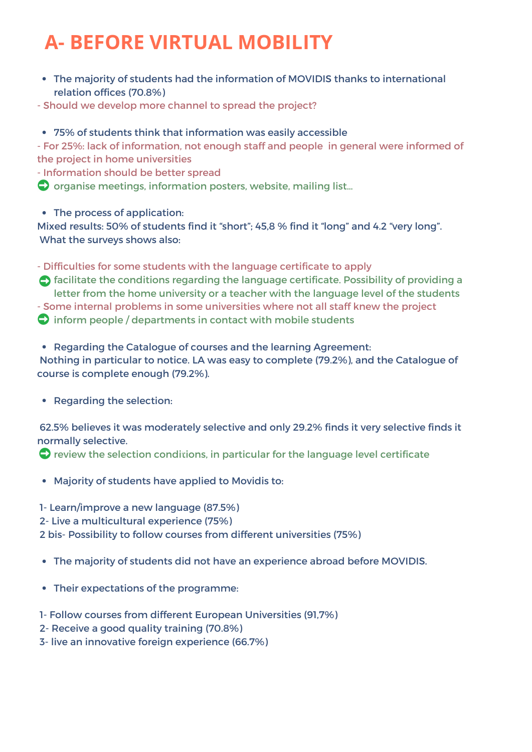# A- BEFORE VIRTUAL MOBILITY

- The majority of students had the information of MOVIDIS thanks to international relation offices (70.8%)

- Should we develop more channel to spread the project?

- 75% of students think that information was easily accessible

- For 25%: lack of information, not enough staff and people in general were informed of the project in home universities
- Information should be better spread

➡ organise meetings, information posters, website, mailing list...

- The process of application:

Mixed results: 50% of students find it “short”; 45,8 % find it “long” and 4.2 “very long”.
What the surveys shows also:

- Difficulties for some students with the language certificate to apply

➡ facilitate the conditions regarding the language certificate. Possibility of providing a letter from the home university or a teacher with the language level of the students

- Some internal problems in some universities where not all staff knew the project

➡ inform people / departments in contact with mobile students

- Regarding the Catalogue of courses and the learning Agreement:

Nothing in particular to notice. LA was easy to complete (79.2%), and the Catalogue of course is complete enough (79.2%).

- Regarding the selection:

62.5% believes it was moderately selective and only 29.2% finds it very selective finds it normally selective.

➡ review the selection conditions, in particular for the language level certificate

- Majority of students have applied to Movidis to:

1- Learn/improve a new language (87.5%)
2- Live a multicultural experience (75%)
2 bis- Possibility to follow courses from different universities (75%)

- The majority of students did not have an experience abroad before MOVIDIS.

- Their expectations of the programme:

1- Follow courses from different European Universities (91,7%)
2- Receive a good quality training (70.8%)
3- live an innovative foreign experience (66.7%)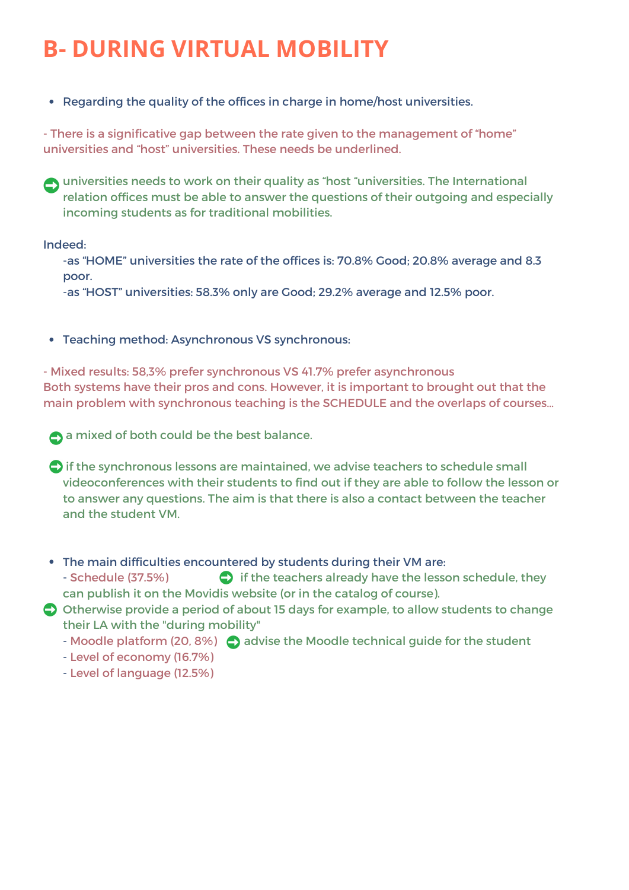# B- DURING VIRTUAL MOBILITY

- Regarding the quality of the offices in charge in home/host universities.

- There is a significative gap between the rate given to the management of "home" universities and "host" universities. These needs be underlined.

➡ universities needs to work on their quality as "host "universities. The International relation offices must be able to answer the questions of their outgoing and especially incoming students as for traditional mobilities.

Indeed:

-as "HOME" universities the rate of the offices is: 70.8% Good; 20.8% average and 8.3 poor.

-as "HOST" universities: 58.3% only are Good; 29.2% average and 12.5% poor.

- Teaching method: Asynchronous VS synchronous:

- Mixed results: 58,3% prefer synchronous VS 41.7% prefer asynchronous

Both systems have their pros and cons. However, it is important to brought out that the main problem with synchronous teaching is the SCHEDULE and the overlaps of courses...

➡ a mixed of both could be the best balance.

➡ if the synchronous lessons are maintained, we advise teachers to schedule small videoconferences with their students to find out if they are able to follow the lesson or to answer any questions. The aim is that there is also a contact between the teacher and the student VM.

- The main difficulties encountered by students during their VM are:
  - Schedule (37.5%) ➡ if the teachers already have the lesson schedule, they can publish it on the Movidis website (or in the catalog of course).

➡ Otherwise provide a period of about 15 days for example, to allow students to change their LA with the "during mobility"

  - Moodle platform (20, 8%) ➡ advise the Moodle technical guide for the student
  - Level of economy (16.7%)
  - Level of language (12.5%)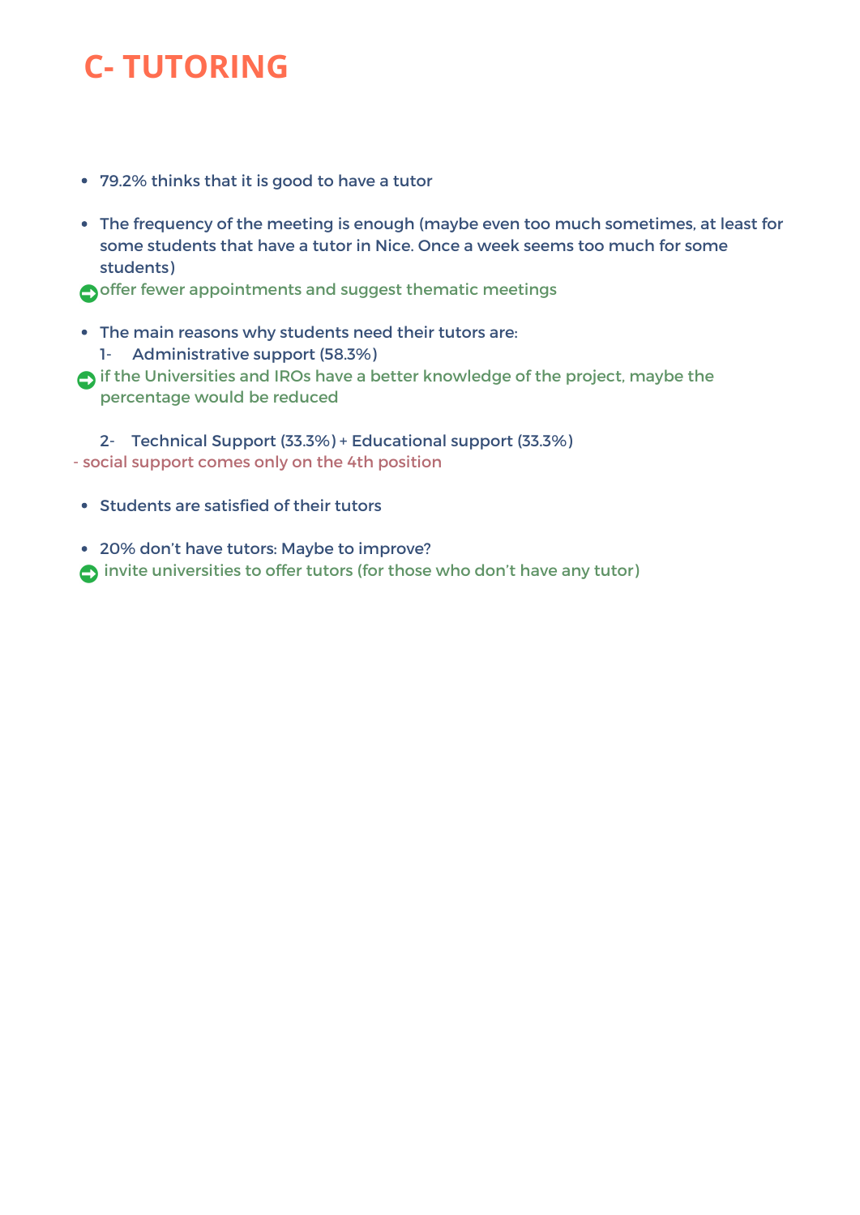# C- TUTORING

- 79.2% thinks that it is good to have a tutor

- The frequency of the meeting is enough (maybe even too much sometimes, at least for some students that have a tutor in Nice. Once a week seems too much for some students)

➡ offer fewer appointments and suggest thematic meetings

- The main reasons why students need their tutors are:
  1- Administrative support (58.3%)

➡ if the Universities and IROs have a better knowledge of the project, maybe the percentage would be reduced

  2- Technical Support (33.3%) + Educational support (33.3%)

- social support comes only on the 4th position

- Students are satisfied of their tutors

- 20% don't have tutors: Maybe to improve?

➡ invite universities to offer tutors (for those who don't have any tutor)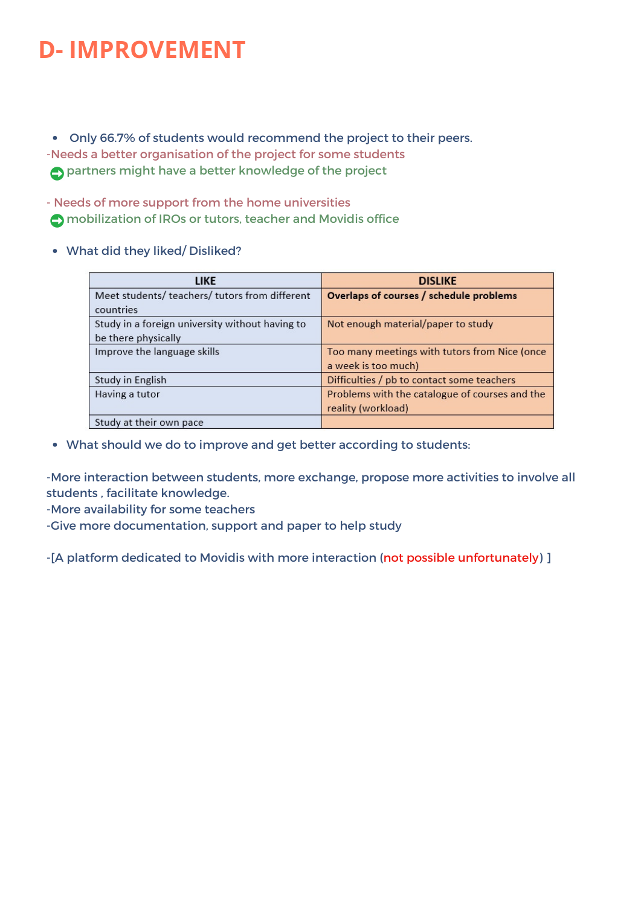# D- IMPROVEMENT

- Only 66.7% of students would recommend the project to their peers.

-Needs a better organisation of the project for some students

➡ partners might have a better knowledge of the project

- Needs of more support from the home universities

➡ mobilization of IROs or tutors, teacher and Movidis office

- What did they liked/ Disliked?

| LIKE | DISLIKE |
|---|---|
| Meet students/ teachers/ tutors from different countries | **Overlaps of courses / schedule problems** |
| Study in a foreign university without having to be there physically | Not enough material/paper to study |
| Improve the language skills | Too many meetings with tutors from Nice (once a week is too much) |
| Study in English | Difficulties / pb to contact some teachers |
| Having a tutor | Problems with the catalogue of courses and the reality (workload) |
| Study at their own pace | |

- What should we do to improve and get better according to students:

-More interaction between students, more exchange, propose more activities to involve all students , facilitate knowledge.
-More availability for some teachers
-Give more documentation, support and paper to help study

-[A platform dedicated to Movidis with more interaction (not possible unfortunately) ]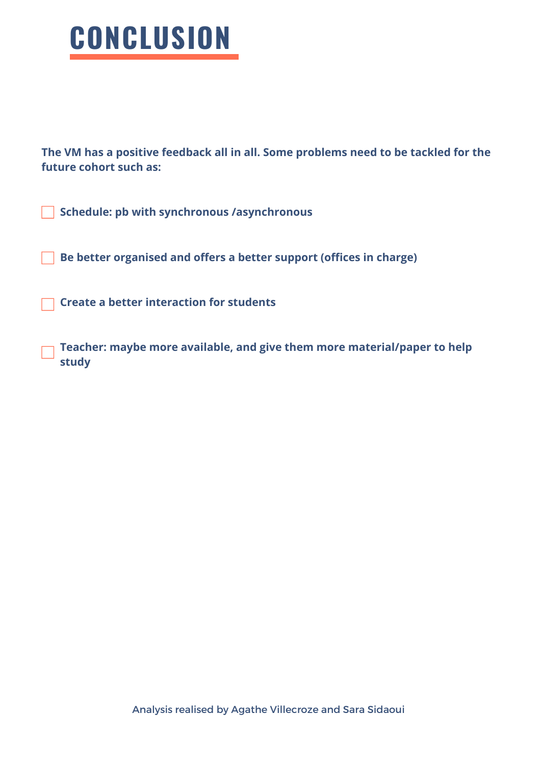# CONCLUSION

**The VM has a positive feedback all in all. Some problems need to be tackled for the future cohort such as:**

- [ ] **Schedule: pb with synchronous /asynchronous**
- [ ] **Be better organised and offers a better support (offices in charge)**
- [ ] **Create a better interaction for students**
- [ ] **Teacher: maybe more available, and give them more material/paper to help study**

Analysis realised by Agathe Villecroze and Sara Sidaoui